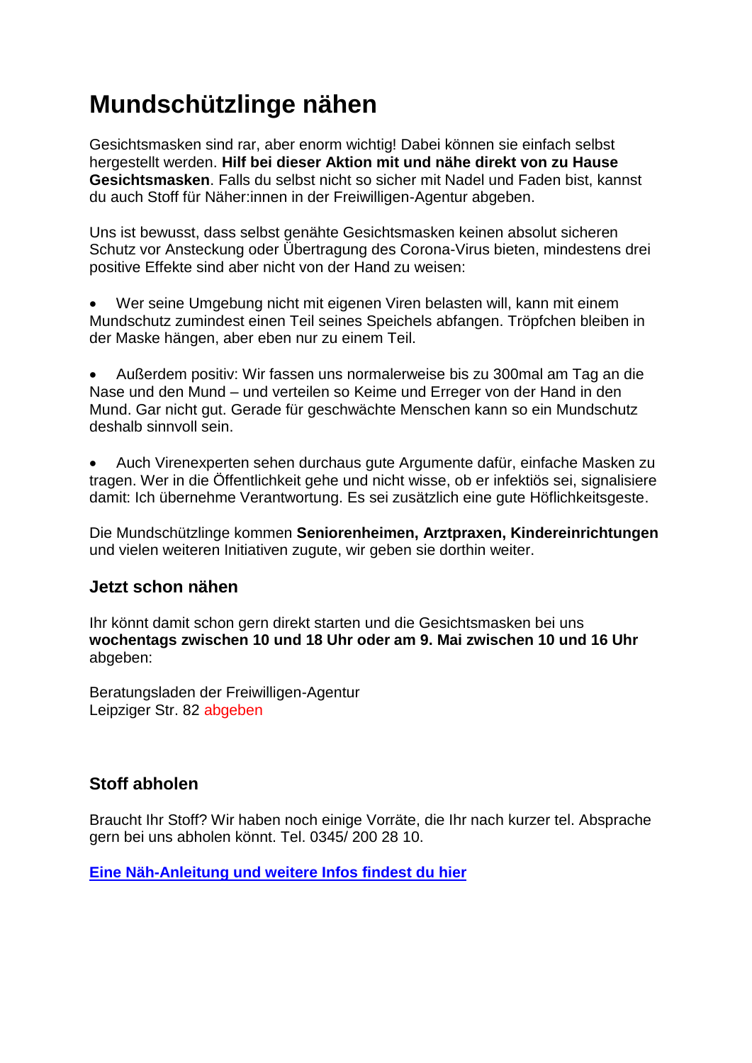# Mundschützlinge nähen

Gesichtsmasken sind rar, aber enorm wichtig! Dabei können sie einfach selbst hergestellt werden. **Hilf bei dieser Aktion mit und nähe direkt von zu Hause Gesichtsmasken**. Falls du selbst nicht so sicher mit Nadel und Faden bist, kannst du auch Stoff für Näher:innen in der Freiwilligen-Agentur abgeben.

Uns ist bewusst, dass selbst genähte Gesichtsmasken keinen absolut sicheren Schutz vor Ansteckung oder Übertragung des Corona-Virus bieten, mindestens drei positive Effekte sind aber nicht von der Hand zu weisen:

- Wer seine Umgebung nicht mit eigenen Viren belasten will, kann mit einem Mundschutz zumindest einen Teil seines Speichels abfangen. Tröpfchen bleiben in der Maske hängen, aber eben nur zu einem Teil.

- Außerdem positiv: Wir fassen uns normalerweise bis zu 300mal am Tag an die Nase und den Mund – und verteilen so Keime und Erreger von der Hand in den Mund. Gar nicht gut. Gerade für geschwächte Menschen kann so ein Mundschutz deshalb sinnvoll sein.

- Auch Virenexperten sehen durchaus gute Argumente dafür, einfache Masken zu tragen. Wer in die Öffentlichkeit gehe und nicht wisse, ob er infektiös sei, signalisiere damit: Ich übernehme Verantwortung. Es sei zusätzlich eine gute Höflichkeitsgeste.

Die Mundschützlinge kommen **Seniorenheimen, Arztpraxen, Kindereinrichtungen** und vielen weiteren Initiativen zugute, wir geben sie dorthin weiter.

### Jetzt schon nähen

Ihr könnt damit schon gern direkt starten und die Gesichtsmasken bei uns **wochentags zwischen 10 und 18 Uhr oder am 9. Mai zwischen 10 und 16 Uhr** abgeben:

Beratungsladen der Freiwilligen-Agentur
Leipziger Str. 82 abgeben

### Stoff abholen

Braucht Ihr Stoff? Wir haben noch einige Vorräte, die Ihr nach kurzer tel. Absprache gern bei uns abholen könnt. Tel. 0345/ 200 28 10.

**Eine Näh-Anleitung und weitere Infos findest du hier**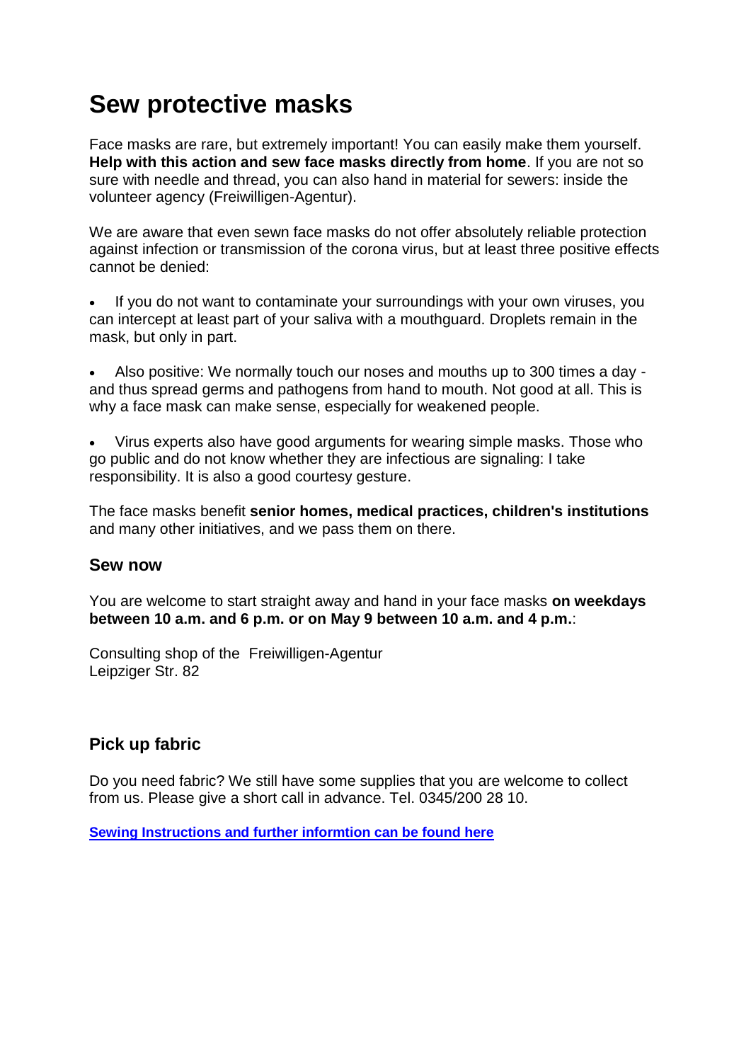# Sew protective masks

Face masks are rare, but extremely important! You can easily make them yourself. **Help with this action and sew face masks directly from home**. If you are not so sure with needle and thread, you can also hand in material for sewers: inside the volunteer agency (Freiwilligen-Agentur).

We are aware that even sewn face masks do not offer absolutely reliable protection against infection or transmission of the corona virus, but at least three positive effects cannot be denied:

- If you do not want to contaminate your surroundings with your own viruses, you can intercept at least part of your saliva with a mouthguard. Droplets remain in the mask, but only in part.
- Also positive: We normally touch our noses and mouths up to 300 times a day - and thus spread germs and pathogens from hand to mouth. Not good at all. This is why a face mask can make sense, especially for weakened people.
- Virus experts also have good arguments for wearing simple masks. Those who go public and do not know whether they are infectious are signaling: I take responsibility. It is also a good courtesy gesture.

The face masks benefit **senior homes, medical practices, children's institutions** and many other initiatives, and we pass them on there.

## Sew now

You are welcome to start straight away and hand in your face masks **on weekdays between 10 a.m. and 6 p.m. or on May 9 between 10 a.m. and 4 p.m.**:

Consulting shop of the Freiwilligen-Agentur
Leipziger Str. 82

## Pick up fabric

Do you need fabric? We still have some supplies that you are welcome to collect from us. Please give a short call in advance. Tel. 0345/200 28 10.

**Sewing Instructions and further informtion can be found here**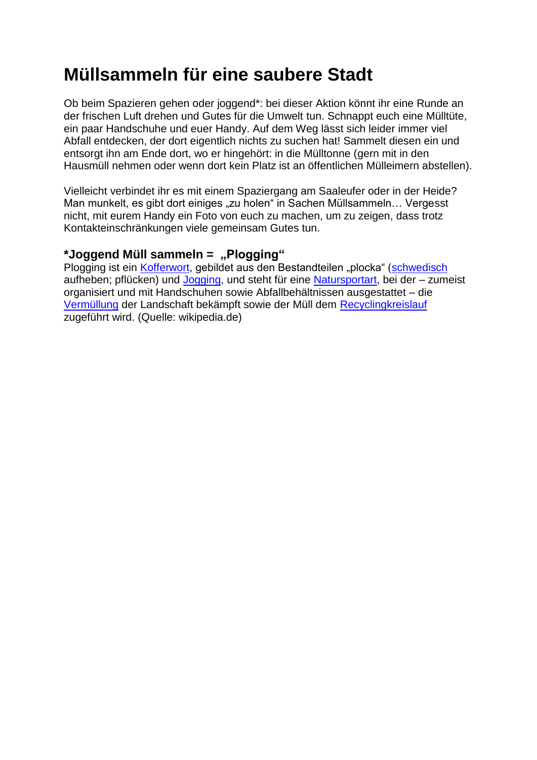# Müllsammeln für eine saubere Stadt

Ob beim Spazieren gehen oder joggend*: bei dieser Aktion könnt ihr eine Runde an der frischen Luft drehen und Gutes für die Umwelt tun. Schnappt euch eine Mülltüte, ein paar Handschuhe und euer Handy. Auf dem Weg lässt sich leider immer viel Abfall entdecken, der dort eigentlich nichts zu suchen hat! Sammelt diesen ein und entsorgt ihn am Ende dort, wo er hingehört: in die Mülltonne (gern mit in den Hausmüll nehmen oder wenn dort kein Platz ist an öffentlichen Mülleimern abstellen).

Vielleicht verbindet ihr es mit einem Spaziergang am Saaleufer oder in der Heide? Man munkelt, es gibt dort einiges „zu holen" in Sachen Müllsammeln… Vergesst nicht, mit eurem Handy ein Foto von euch zu machen, um zu zeigen, dass trotz Kontakteinschränkungen viele gemeinsam Gutes tun.

### *Joggend Müll sammeln = „Plogging"

Plogging ist ein Kofferwort, gebildet aus den Bestandteilen „plocka" (schwedisch aufheben; pflücken) und Jogging, und steht für eine Natursportart, bei der – zumeist organisiert und mit Handschuhen sowie Abfallbehältnissen ausgestattet – die Vermüllung der Landschaft bekämpft sowie der Müll dem Recyclingkreislauf zugeführt wird. (Quelle: wikipedia.de)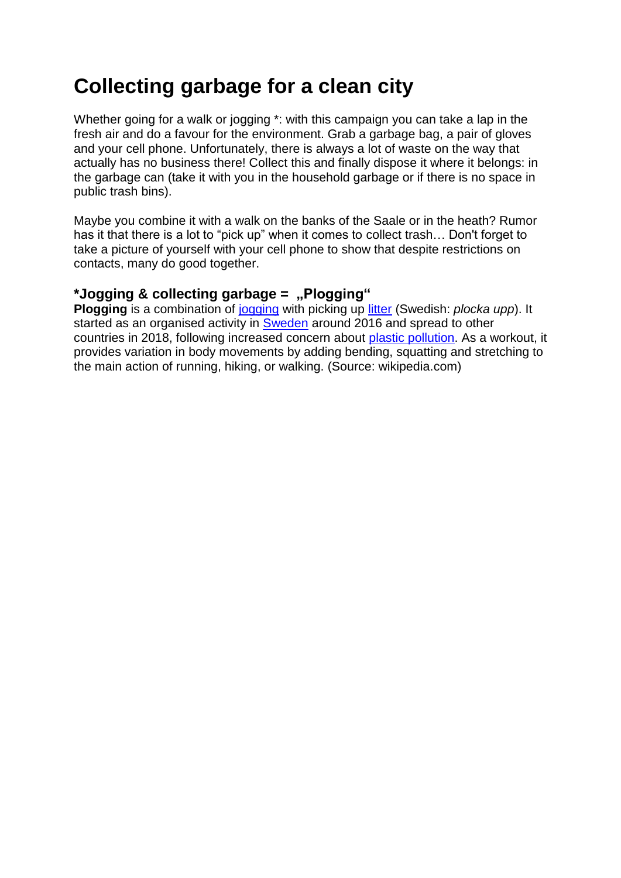# Collecting garbage for a clean city

Whether going for a walk or jogging *: with this campaign you can take a lap in the fresh air and do a favour for the environment. Grab a garbage bag, a pair of gloves and your cell phone. Unfortunately, there is always a lot of waste on the way that actually has no business there! Collect this and finally dispose it where it belongs: in the garbage can (take it with you in the household garbage or if there is no space in public trash bins).

Maybe you combine it with a walk on the banks of the Saale or in the heath? Rumor has it that there is a lot to "pick up" when it comes to collect trash… Don't forget to take a picture of yourself with your cell phone to show that despite restrictions on contacts, many do good together.

### *Jogging & collecting garbage = „Plogging"

**Plogging** is a combination of jogging with picking up litter (Swedish: *plocka upp*). It started as an organised activity in Sweden around 2016 and spread to other countries in 2018, following increased concern about plastic pollution. As a workout, it provides variation in body movements by adding bending, squatting and stretching to the main action of running, hiking, or walking. (Source: wikipedia.com)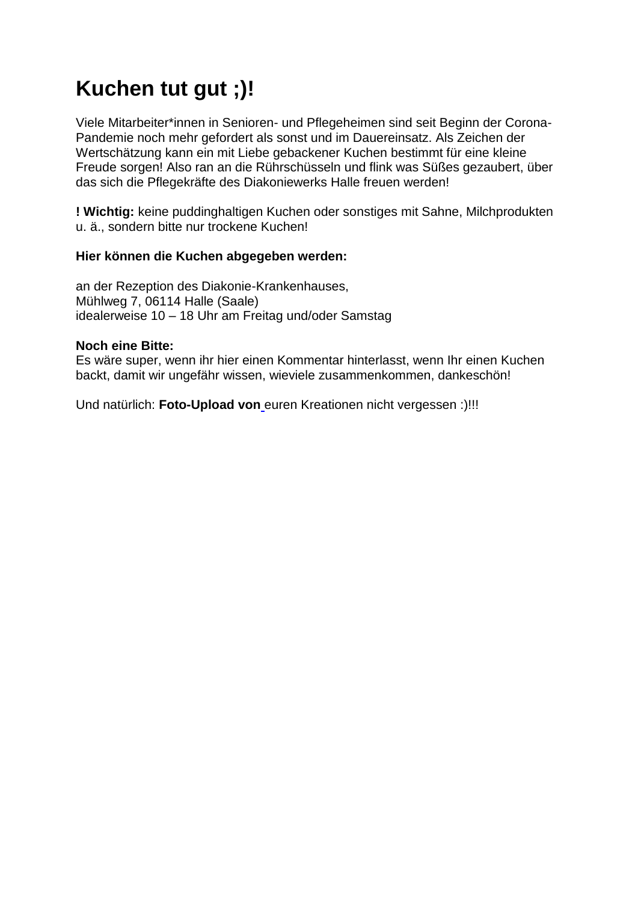# Kuchen tut gut ;)!

Viele Mitarbeiter*innen in Senioren- und Pflegeheimen sind seit Beginn der Corona-Pandemie noch mehr gefordert als sonst und im Dauereinsatz. Als Zeichen der Wertschätzung kann ein mit Liebe gebackener Kuchen bestimmt für eine kleine Freude sorgen! Also ran an die Rührschüsseln und flink was Süßes gezaubert, über das sich die Pflegekräfte des Diakoniewerks Halle freuen werden!

**! Wichtig:** keine puddinghaltigen Kuchen oder sonstiges mit Sahne, Milchprodukten u. ä., sondern bitte nur trockene Kuchen!

**Hier können die Kuchen abgegeben werden:**

an der Rezeption des Diakonie-Krankenhauses,
Mühlweg 7, 06114 Halle (Saale)
idealerweise 10 – 18 Uhr am Freitag und/oder Samstag

**Noch eine Bitte:**
Es wäre super, wenn ihr hier einen Kommentar hinterlasst, wenn Ihr einen Kuchen backt, damit wir ungefähr wissen, wieviele zusammenkommen, dankeschön!

Und natürlich: **Foto-Upload von** euren Kreationen nicht vergessen :)!!!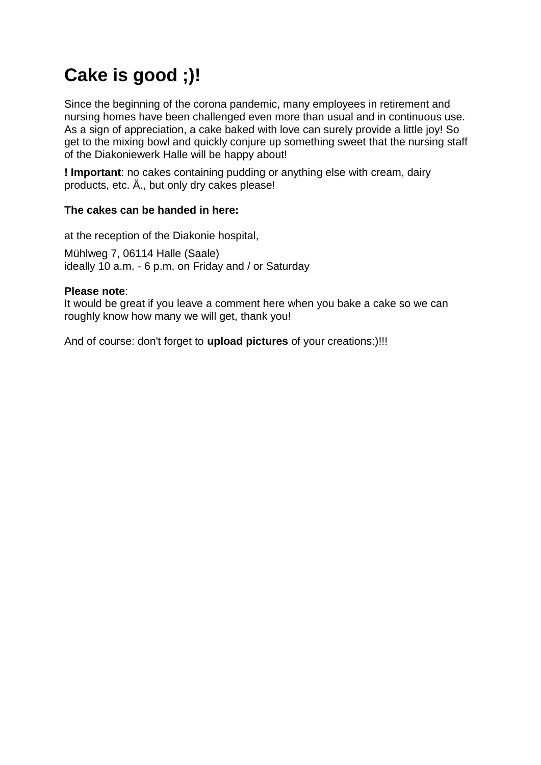# Cake is good ;)!

Since the beginning of the corona pandemic, many employees in retirement and nursing homes have been challenged even more than usual and in continuous use. As a sign of appreciation, a cake baked with love can surely provide a little joy! So get to the mixing bowl and quickly conjure up something sweet that the nursing staff of the Diakoniewerk Halle will be happy about!

**! Important**: no cakes containing pudding or anything else with cream, dairy products, etc. Ä., but only dry cakes please!

**The cakes can be handed in here:**

at the reception of the Diakonie hospital,

Mühlweg 7, 06114 Halle (Saale)
ideally 10 a.m. - 6 p.m. on Friday and / or Saturday

**Please note**:
It would be great if you leave a comment here when you bake a cake so we can roughly know how many we will get, thank you!

And of course: don't forget to **upload pictures** of your creations:)!!!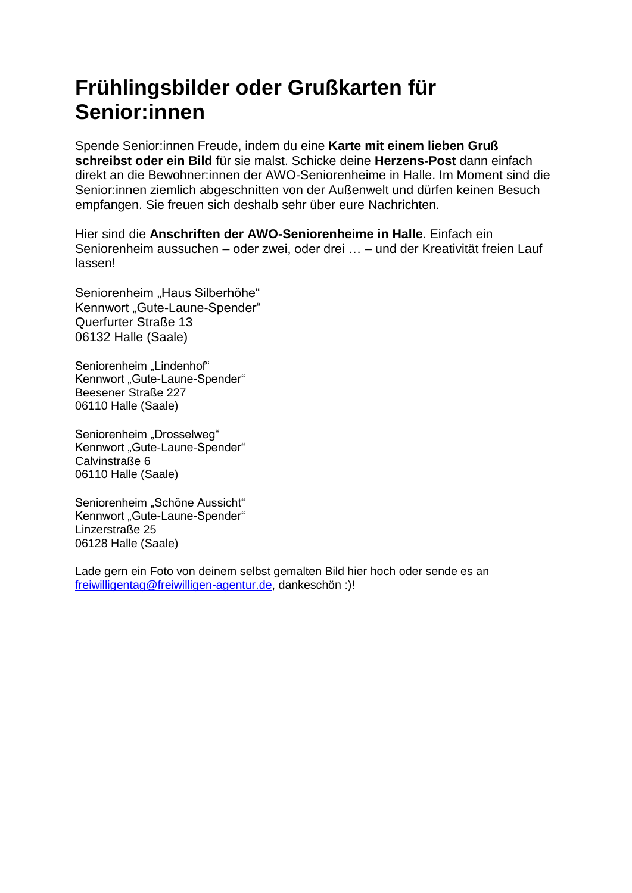# Frühlingsbilder oder Grußkarten für Senior:innen

Spende Senior:innen Freude, indem du eine **Karte mit einem lieben Gruß schreibst oder ein Bild** für sie malst. Schicke deine **Herzens-Post** dann einfach direkt an die Bewohner:innen der AWO-Seniorenheime in Halle. Im Moment sind die Senior:innen ziemlich abgeschnitten von der Außenwelt und dürfen keinen Besuch empfangen. Sie freuen sich deshalb sehr über eure Nachrichten.

Hier sind die **Anschriften der AWO-Seniorenheime in Halle**. Einfach ein Seniorenheim aussuchen – oder zwei, oder drei … – und der Kreativität freien Lauf lassen!

Seniorenheim „Haus Silberhöhe“
Kennwort „Gute-Laune-Spender“
Querfurter Straße 13
06132 Halle (Saale)

Seniorenheim „Lindenhof“
Kennwort „Gute-Laune-Spender“
Beesener Straße 227
06110 Halle (Saale)

Seniorenheim „Drosselweg“
Kennwort „Gute-Laune-Spender“
Calvinstraße 6
06110 Halle (Saale)

Seniorenheim „Schöne Aussicht“
Kennwort „Gute-Laune-Spender“
Linzerstraße 25
06128 Halle (Saale)

Lade gern ein Foto von deinem selbst gemalten Bild hier hoch oder sende es an freiwilligentag@freiwilligen-agentur.de, dankeschön :)!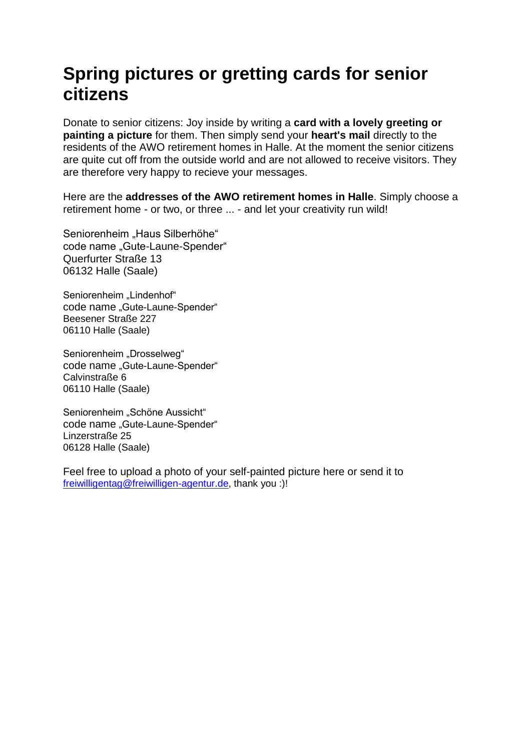# Spring pictures or gretting cards for senior citizens

Donate to senior citizens: Joy inside by writing a **card with a lovely greeting or painting a picture** for them. Then simply send your **heart's mail** directly to the residents of the AWO retirement homes in Halle. At the moment the senior citizens are quite cut off from the outside world and are not allowed to receive visitors. They are therefore very happy to recieve your messages.

Here are the **addresses of the AWO retirement homes in Halle**. Simply choose a retirement home - or two, or three ... - and let your creativity run wild!

Seniorenheim „Haus Silberhöhe“
code name „Gute-Laune-Spender“
Querfurter Straße 13
06132 Halle (Saale)

Seniorenheim „Lindenhof“
code name „Gute-Laune-Spender“
Beesener Straße 227
06110 Halle (Saale)

Seniorenheim „Drosselweg“
code name „Gute-Laune-Spender“
Calvinstraße 6
06110 Halle (Saale)

Seniorenheim „Schöne Aussicht“
code name „Gute-Laune-Spender“
Linzerstraße 25
06128 Halle (Saale)

Feel free to upload a photo of your self-painted picture here or send it to freiwilligentag@freiwilligen-agentur.de, thank you :)!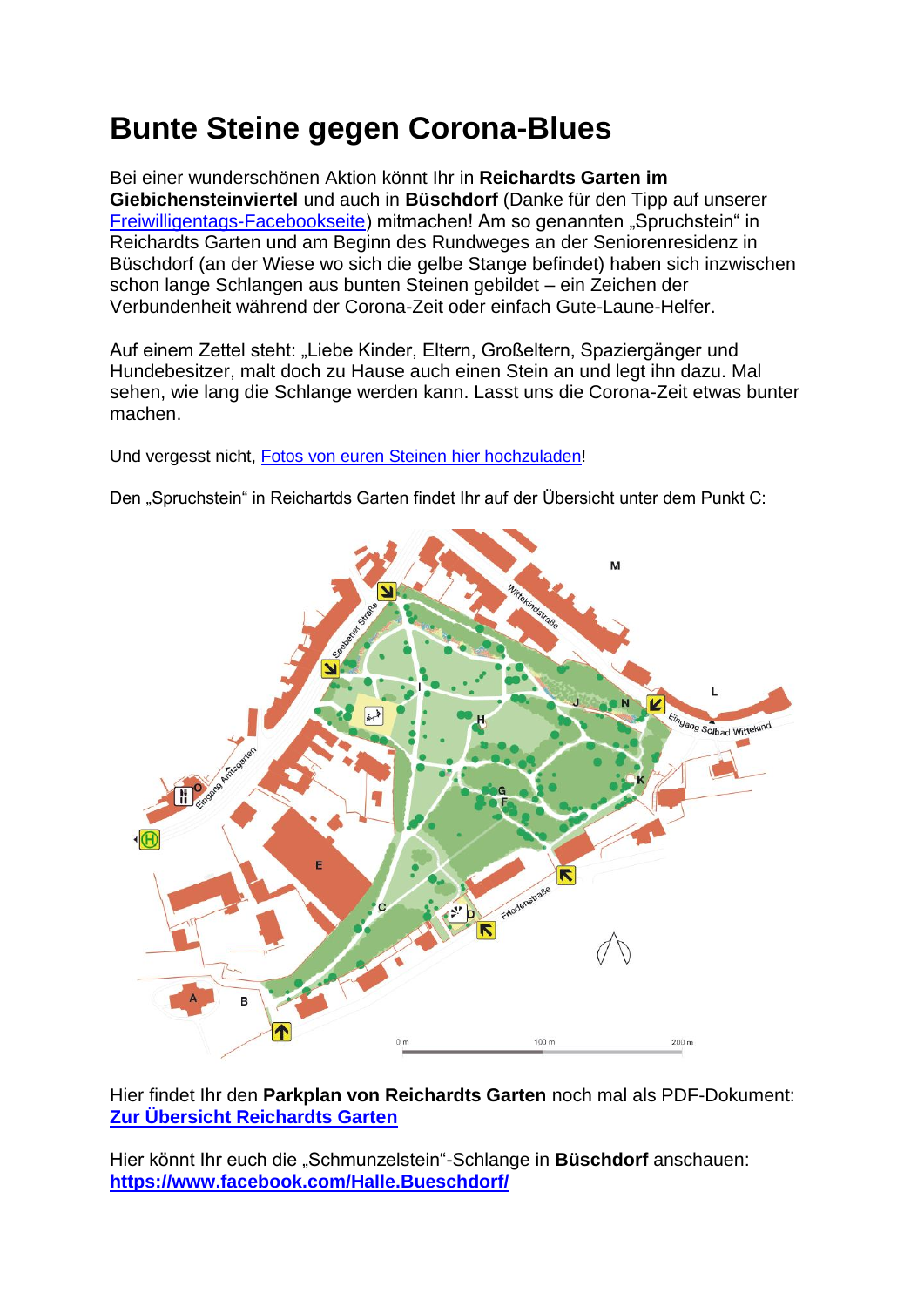# Bunte Steine gegen Corona-Blues

Bei einer wunderschönen Aktion könnt Ihr in **Reichardts Garten im Giebichensteinviertel** und auch in **Büschdorf** (Danke für den Tipp auf unserer Freiwilligentags-Facebookseite) mitmachen! Am so genannten „Spruchstein" in Reichardts Garten und am Beginn des Rundweges an der Seniorenresidenz in Büschdorf (an der Wiese wo sich die gelbe Stange befindet) haben sich inzwischen schon lange Schlangen aus bunten Steinen gebildet – ein Zeichen der Verbundenheit während der Corona-Zeit oder einfach Gute-Laune-Helfer.

Auf einem Zettel steht: „Liebe Kinder, Eltern, Großeltern, Spaziergänger und Hundebesitzer, malt doch zu Hause auch einen Stein an und legt ihn dazu. Mal sehen, wie lang die Schlange werden kann. Lasst uns die Corona-Zeit etwas bunter machen.

Und vergesst nicht, Fotos von euren Steinen hier hochzuladen!

Den „Spruchstein" in Reichardts Garten findet Ihr auf der Übersicht unter dem Punkt C:

Hier findet Ihr den **Parkplan von Reichardts Garten** noch mal als PDF-Dokument: **Zur Übersicht Reichardts Garten**

Hier könnt Ihr euch die „Schmunzelstein"-Schlange in **Büschdorf** anschauen: **https://www.facebook.com/Halle.Bueschdorf/**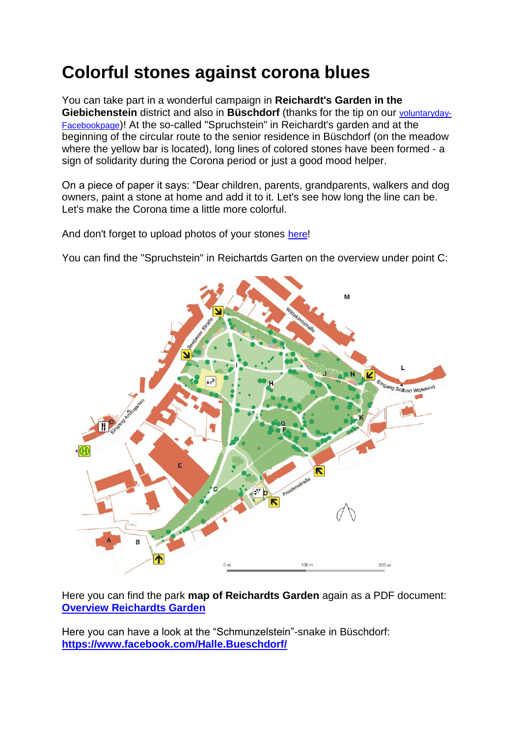# Colorful stones against corona blues

You can take part in a wonderful campaign in **Reichardt's Garden in the Giebichenstein** district and also in **Büschdorf** (thanks for the tip on our voluntaryday-Facebookpage)! At the so-called "Spruchstein" in Reichardt's garden and at the beginning of the circular route to the senior residence in Büschdorf (on the meadow where the yellow bar is located), long lines of colored stones have been formed - a sign of solidarity during the Corona period or just a good mood helper.

On a piece of paper it says: "Dear children, parents, grandparents, walkers and dog owners, paint a stone at home and add it to it. Let's see how long the line can be. Let's make the Corona time a little more colorful.

And don't forget to upload photos of your stones here!

You can find the "Spruchstein" in Reichardts Garten on the overview under point C:

M

Wittekindstraße

Seebener Straße

L

Eingang Solbad Wittekind

J N

I

H

K

Eingang Amtsgarten

O

G

F

E

Friedenstraße

C

D

A

B

0 m

100 m

200 m

Here you can find the park **map of Reichardts Garden** again as a PDF document: **Overview Reichardts Garden**

Here you can have a look at the "Schmunzelstein"-snake in Büschdorf: **https://www.facebook.com/Halle.Bueschdorf/**